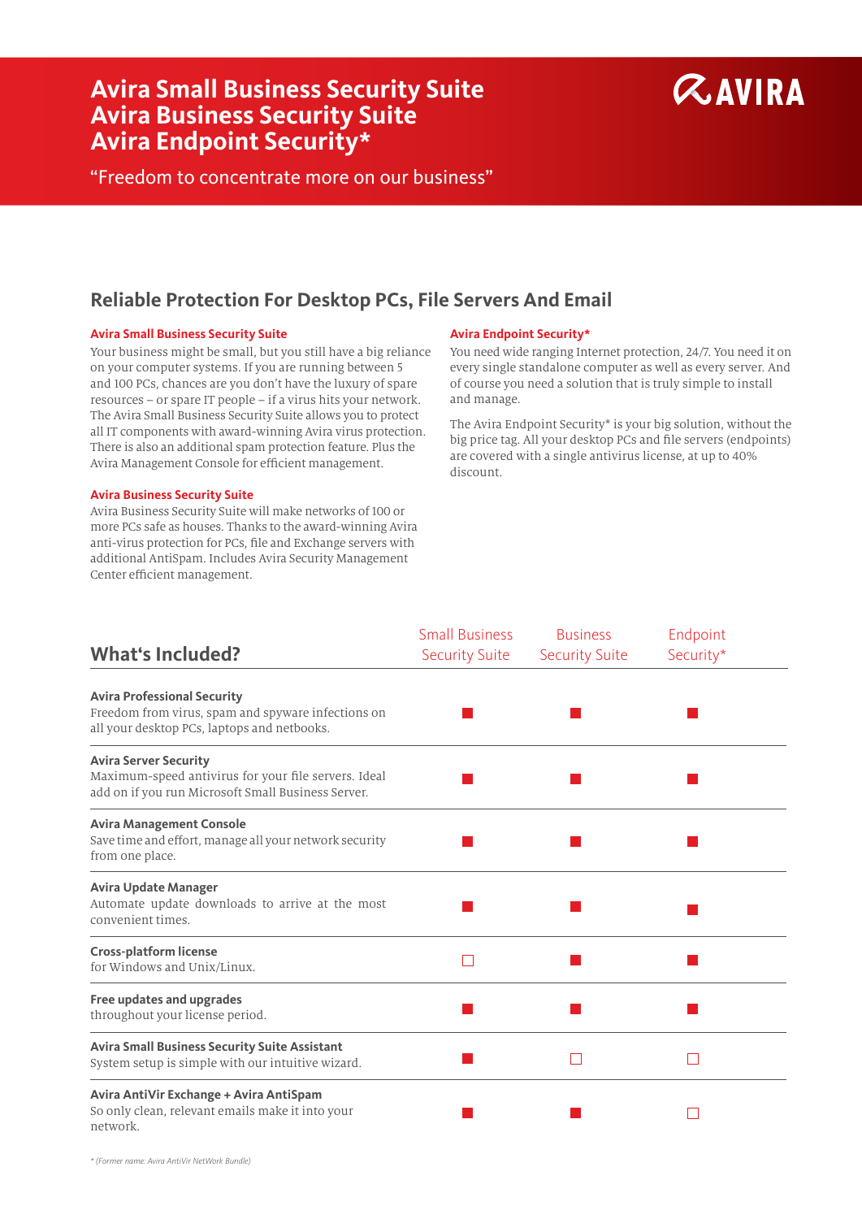# Avira Small Business Security Suite
# Avira Business Security Suite
# Avira Endpoint Security*

AVIRA

"Freedom to concentrate more on our business"

## Reliable Protection For Desktop PCs, File Servers And Email

### Avira Small Business Security Suite

Your business might be small, but you still have a big reliance on your computer systems. If you are running between 5 and 100 PCs, chances are you don't have the luxury of spare resources – or spare IT people – if a virus hits your network. The Avira Small Business Security Suite allows you to protect all IT components with award-winning Avira virus protection. There is also an additional spam protection feature. Plus the Avira Management Console for efficient management.

### Avira Business Security Suite

Avira Business Security Suite will make networks of 100 or more PCs safe as houses. Thanks to the award-winning Avira anti-virus protection for PCs, file and Exchange servers with additional AntiSpam. Includes Avira Security Management Center efficient management.

### Avira Endpoint Security*

You need wide ranging Internet protection, 24/7. You need it on every single standalone computer as well as every server. And of course you need a solution that is truly simple to install and manage.

The Avira Endpoint Security* is your big solution, without the big price tag. All your desktop PCs and file servers (endpoints) are covered with a single antivirus license, at up to 40% discount.

| What's Included? | Small Business Security Suite | Business Security Suite | Endpoint Security* |
|---|---|---|---|
| **Avira Professional Security** Freedom from virus, spam and spyware infections on all your desktop PCs, laptops and netbooks. | ■ | ■ | ■ |
| **Avira Server Security** Maximum-speed antivirus for your file servers. Ideal add on if you run Microsoft Small Business Server. | ■ | ■ | ■ |
| **Avira Management Console** Save time and effort, manage all your network security from one place. | ■ | ■ | ■ |
| **Avira Update Manager** Automate update downloads to arrive at the most convenient times. | ■ | ■ | ■ |
| **Cross-platform license** for Windows and Unix/Linux. | □ | ■ | ■ |
| **Free updates and upgrades** throughout your license period. | ■ | ■ | ■ |
| **Avira Small Business Security Suite Assistant** System setup is simple with our intuitive wizard. | ■ | □ | □ |
| **Avira AntiVir Exchange + Avira AntiSpam** So only clean, relevant emails make it into your network. | ■ | ■ | □ |

*\* (Former name: Avira AntiVir NetWork Bundle)*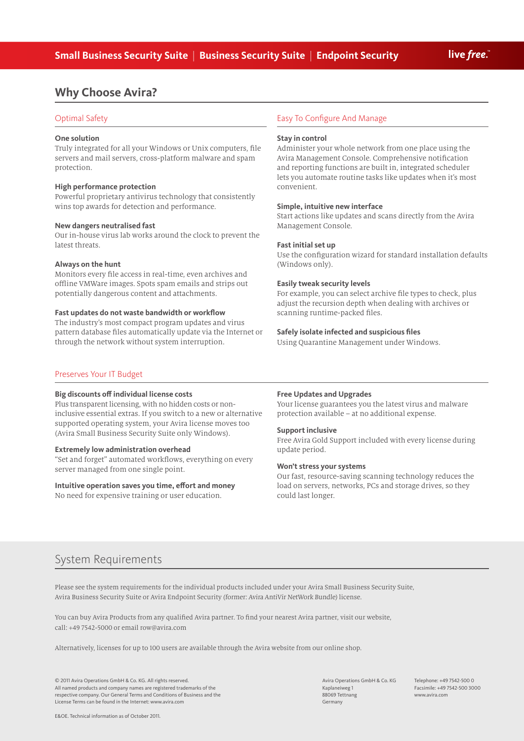# Why Choose Avira?

## Optimal Safety

**One solution**
Truly integrated for all your Windows or Unix computers, file servers and mail servers, cross-platform malware and spam protection.

**High performance protection**
Powerful proprietary antivirus technology that consistently wins top awards for detection and performance.

**New dangers neutralised fast**
Our in-house virus lab works around the clock to prevent the latest threats.

**Always on the hunt**
Monitors every file access in real-time, even archives and offline VMWare images. Spots spam emails and strips out potentially dangerous content and attachments.

**Fast updates do not waste bandwidth or workflow**
The industry's most compact program updates and virus pattern database files automatically update via the Internet or through the network without system interruption.

## Easy To Configure And Manage

**Stay in control**
Administer your whole network from one place using the Avira Management Console. Comprehensive notification and reporting functions are built in, integrated scheduler lets you automate routine tasks like updates when it's most convenient.

**Simple, intuitive new interface**
Start actions like updates and scans directly from the Avira Management Console.

**Fast initial set up**
Use the configuration wizard for standard installation defaults (Windows only).

**Easily tweak security levels**
For example, you can select archive file types to check, plus adjust the recursion depth when dealing with archives or scanning runtime-packed files.

**Safely isolate infected and suspicious files**
Using Quarantine Management under Windows.

## Preserves Your IT Budget

**Big discounts off individual license costs**
Plus transparent licensing, with no hidden costs or non-inclusive essential extras. If you switch to a new or alternative supported operating system, your Avira license moves too (Avira Small Business Security Suite only Windows).

**Extremely low administration overhead**
"Set and forget" automated workflows, everything on every server managed from one single point.

**Intuitive operation saves you time, effort and money**
No need for expensive training or user education.

**Free Updates and Upgrades**
Your license guarantees you the latest virus and malware protection available – at no additional expense.

**Support inclusive**
Free Avira Gold Support included with every license during update period.

**Won't stress your systems**
Our fast, resource-saving scanning technology reduces the load on servers, networks, PCs and storage drives, so they could last longer.

# System Requirements

Please see the system requirements for the individual products included under your Avira Small Business Security Suite, Avira Business Security Suite or Avira Endpoint Security *(former: Avira AntiVir NetWork Bundle)* license.

You can buy Avira Products from any qualified Avira partner. To find your nearest Avira partner, visit our website, call: +49 7542-5000 or email row@avira.com

Alternatively, licenses for up to 100 users are available through the Avira website from our online shop.

© 2011 Avira Operations GmbH & Co. KG. All rights reserved.
All named products and company names are registered trademarks of the respective company. Our General Terms and Conditions of Business and the License Terms can be found in the Internet: www.avira.com

E&OE. Technical information as of October 2011.

Avira Operations GmbH & Co. KG
Kaplaneiweg 1
88069 Tettnang
Germany

Telephone: +49 7542-500 0
Facsimile: +49 7542-500 3000
www.avira.com